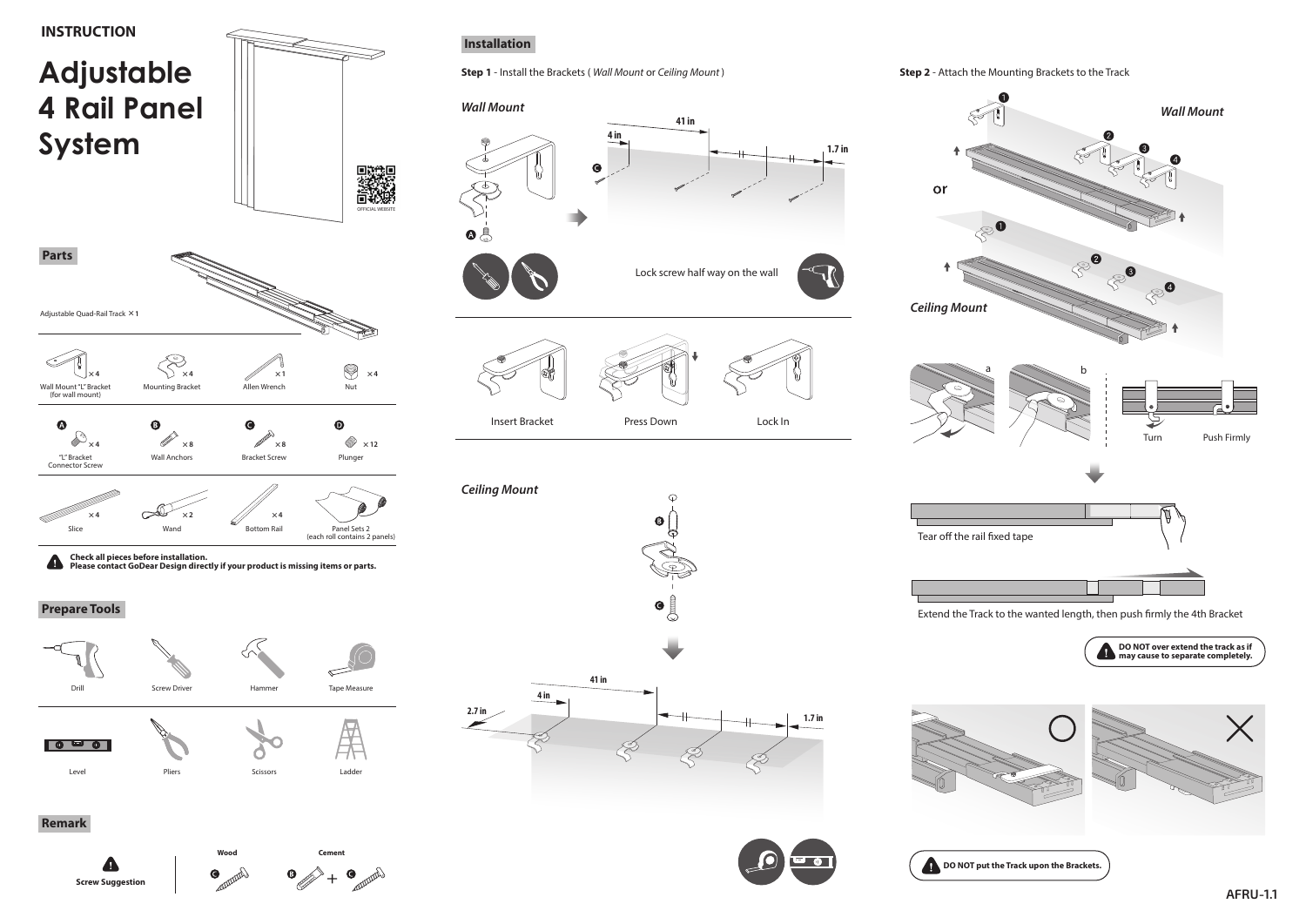INSTRUCTION

# Adjustable 4 Rail Panel System

OFFICIAL WEBSITE

## Parts

Adjustable Quad-Rail Track ×1

| Part | Quantity |
| --- | --- |
| Wall Mount "L" Bracket (for wall mount) | ×4 |
| Mounting Bracket | ×4 |
| Allen Wrench | ×1 |
| Nut | ×4 |
| A "L" Bracket Connector Screw | ×4 |
| B Wall Anchors | ×8 |
| C Bracket Screw | ×8 |
| D Plunger | ×12 |
| Slice | ×4 |
| Wand | ×2 |
| Bottom Rail | ×4 |
| Panel Sets 2 (each roll contains 2 panels) | |

**Check all pieces before installation.**
**Please contact GoDear Design directly if your product is missing items or parts.**

## Prepare Tools

Drill, Screw Driver, Hammer, Tape Measure, Level, Pliers, Scissors, Ladder

## Remark

**Screw Suggestion**

**Wood**: C

**Cement**: B + C

## Installation

**Step 1** - Install the Brackets ( *Wall Mount* or *Ceiling Mount* )

### *Wall Mount*

4 in, 41 in, 1.7 in

Lock screw half way on the wall

Insert Bracket — Press Down — Lock In

### *Ceiling Mount*

2.7 in, 4 in, 41 in, 1.7 in

**Step 2** - Attach the Mounting Brackets to the Track

*Wall Mount*

or

*Ceiling Mount*

a — b

Turn — Push Firmly

Tear off the rail fixed tape

Extend the Track to the wanted length, then push firmly the 4th Bracket

**DO NOT over extend the track as if may cause to separate completely.**

**DO NOT put the Track upon the Brackets.**

AFRU-1.1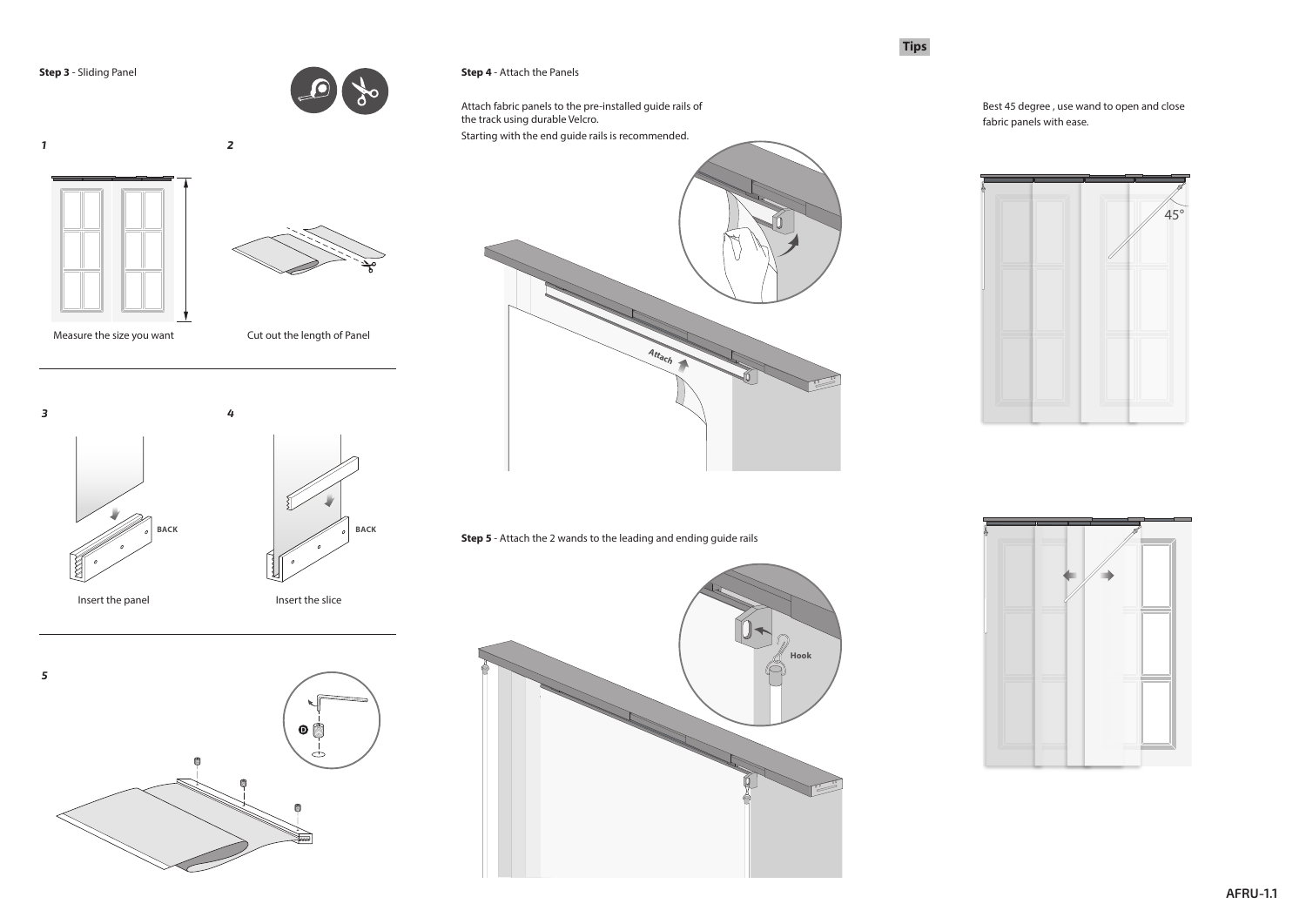**Step 3** - Sliding Panel

*1*

Measure the size you want

*2*

Cut out the length of Panel

*3*

BACK

Insert the panel

*4*

BACK

Insert the slice

*5*

D

**Step 4** - Attach the Panels

Attach fabric panels to the pre-installed guide rails of the track using durable Velcro.

Starting with the end guide rails is recommended.

Attach

**Step 5** - Attach the 2 wands to the leading and ending guide rails

Hook

**Tips**

Best 45 degree , use wand to open and close fabric panels with ease.

45°

AFRU-1.1